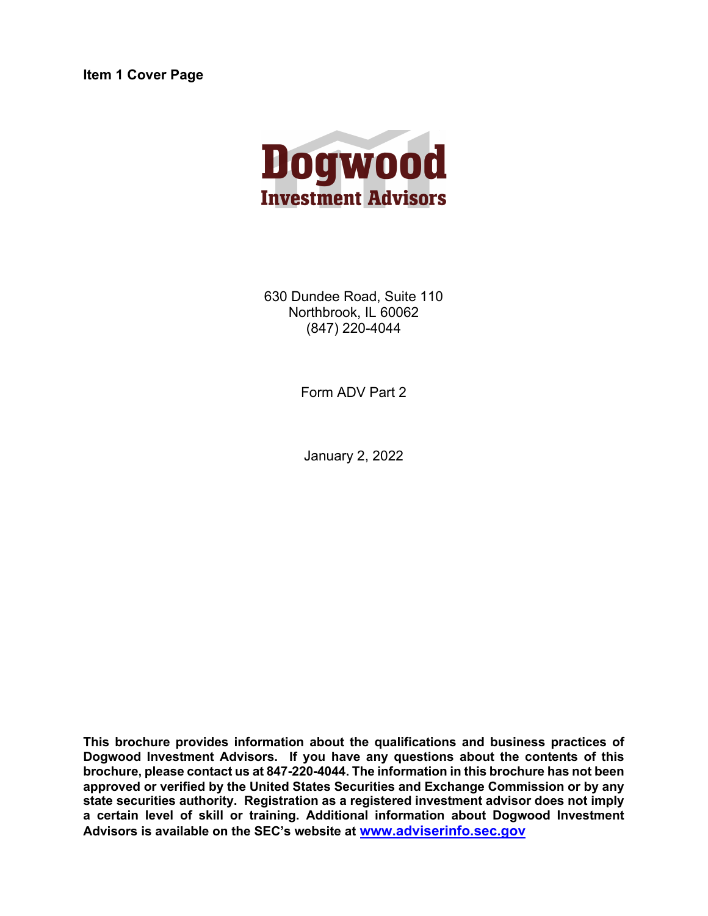**Item 1 Cover Page**

# Dogwood
## Investment Advisors

630 Dundee Road, Suite 110
Northbrook, IL 60062
(847) 220-4044

Form ADV Part 2

January 2, 2022

**This brochure provides information about the qualifications and business practices of Dogwood Investment Advisors. If you have any questions about the contents of this brochure, please contact us at 847-220-4044. The information in this brochure has not been approved or verified by the United States Securities and Exchange Commission or by any state securities authority. Registration as a registered investment advisor does not imply a certain level of skill or training. Additional information about Dogwood Investment Advisors is available on the SEC's website at [www.adviserinfo.sec.gov](http://www.adviserinfo.sec.gov)**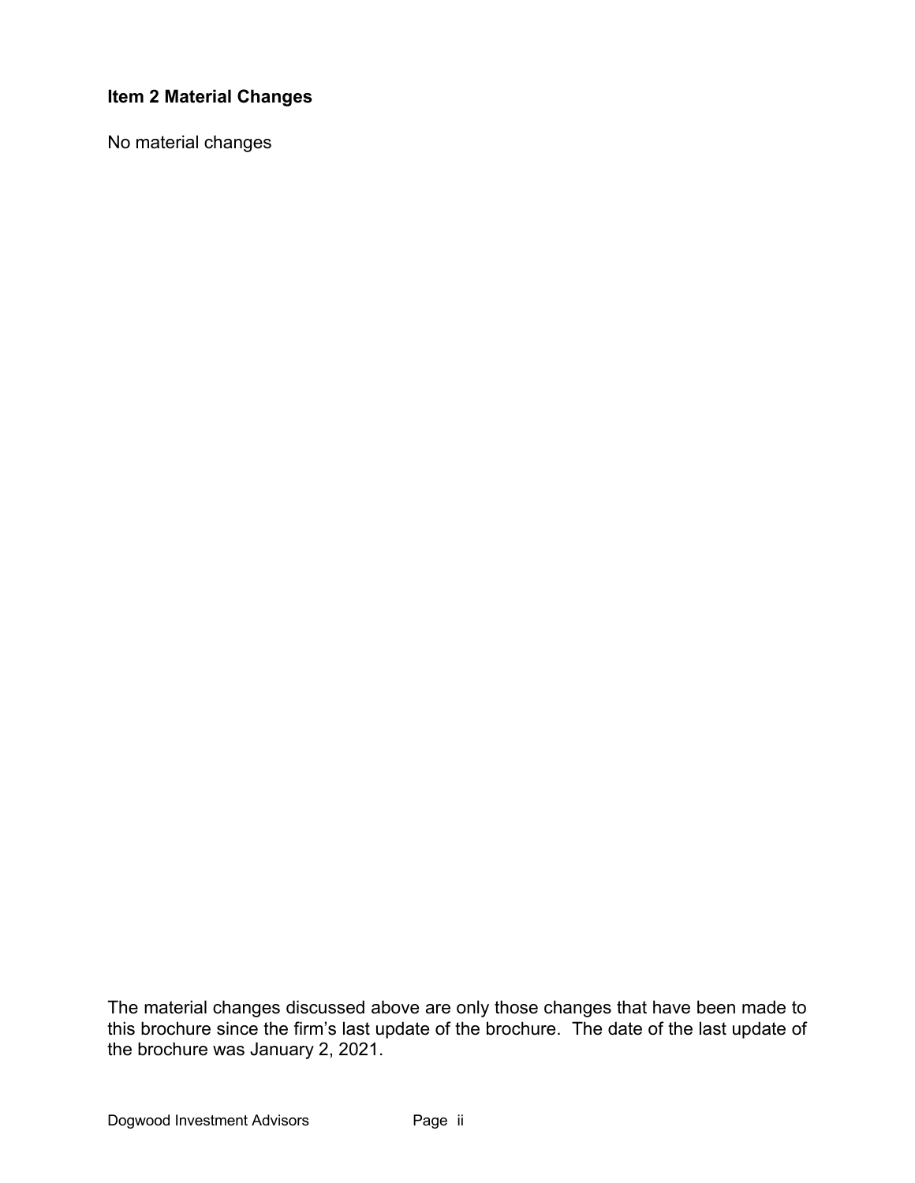## Item 2 Material Changes

No material changes

The material changes discussed above are only those changes that have been made to this brochure since the firm's last update of the brochure. The date of the last update of the brochure was January 2, 2021.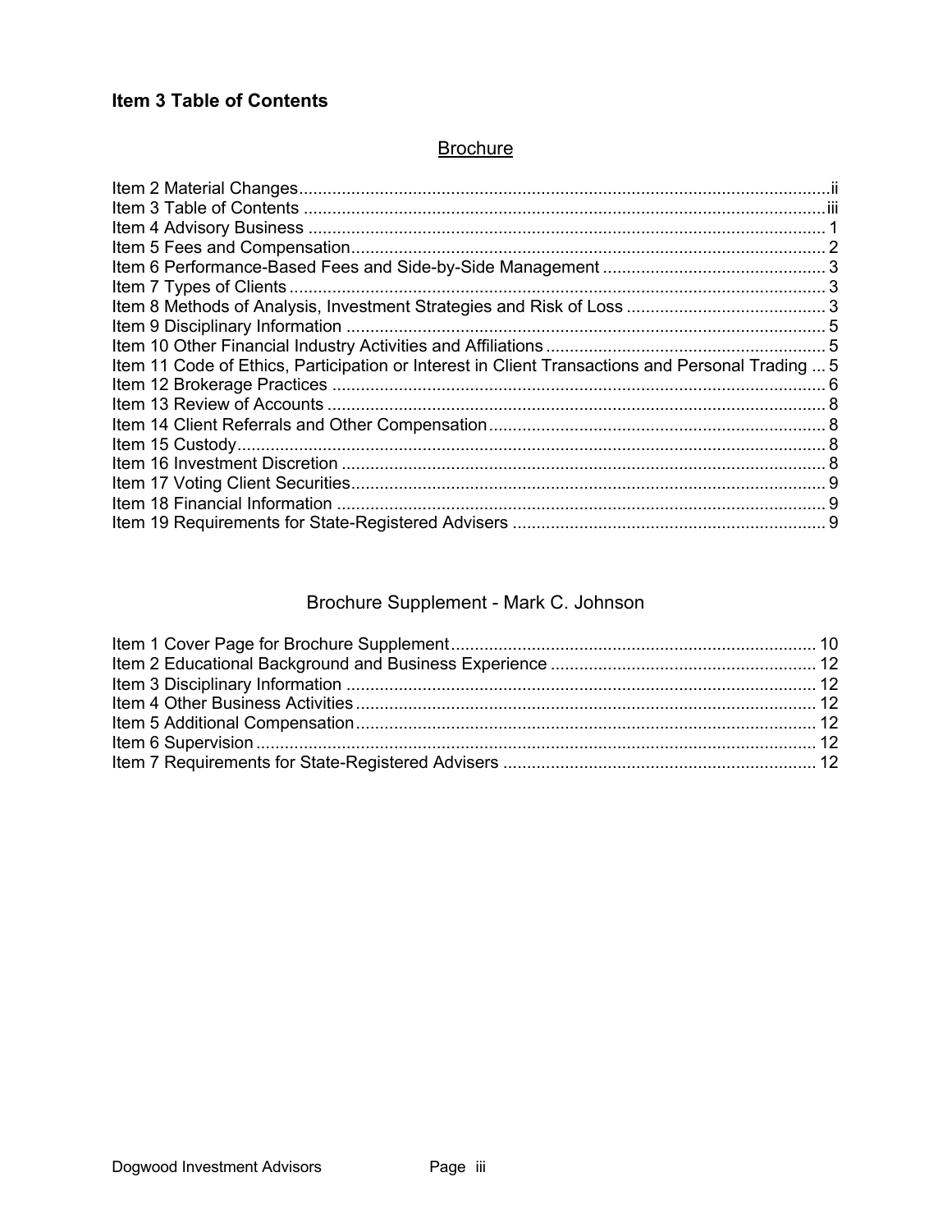## Item 3 Table of Contents

### Brochure

Item 2 Material Changes...ii
Item 3 Table of Contents ...iii
Item 4 Advisory Business ... 1
Item 5 Fees and Compensation... 2
Item 6 Performance-Based Fees and Side-by-Side Management ... 3
Item 7 Types of Clients ... 3
Item 8 Methods of Analysis, Investment Strategies and Risk of Loss ... 3
Item 9 Disciplinary Information ... 5
Item 10 Other Financial Industry Activities and Affiliations ... 5
Item 11 Code of Ethics, Participation or Interest in Client Transactions and Personal Trading ... 5
Item 12 Brokerage Practices ... 6
Item 13 Review of Accounts ... 8
Item 14 Client Referrals and Other Compensation ... 8
Item 15 Custody... 8
Item 16 Investment Discretion ... 8
Item 17 Voting Client Securities... 9
Item 18 Financial Information ... 9
Item 19 Requirements for State-Registered Advisers ... 9

### Brochure Supplement - Mark C. Johnson

Item 1 Cover Page for Brochure Supplement... 10
Item 2 Educational Background and Business Experience ... 12
Item 3 Disciplinary Information ... 12
Item 4 Other Business Activities ... 12
Item 5 Additional Compensation... 12
Item 6 Supervision ... 12
Item 7 Requirements for State-Registered Advisers ... 12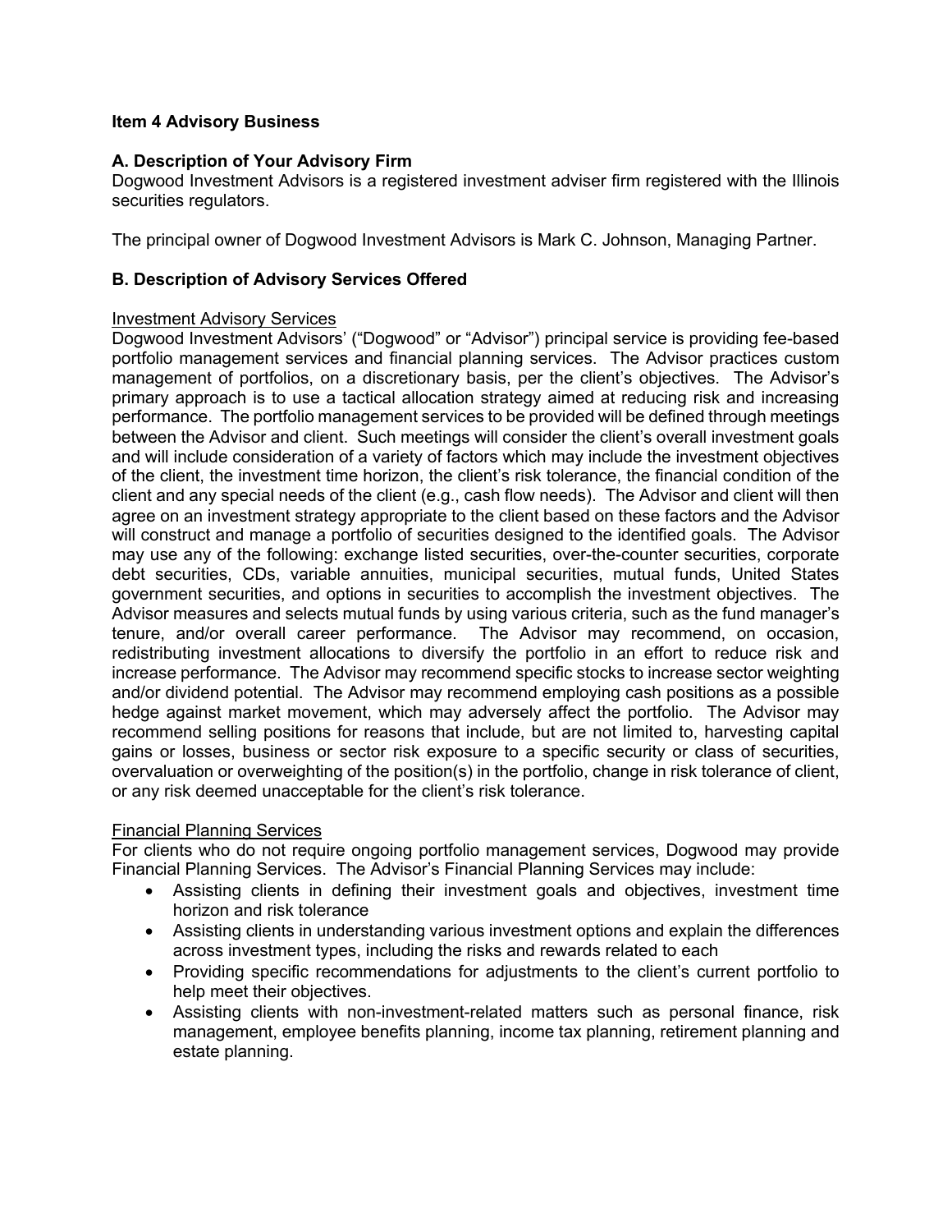## Item 4 Advisory Business

### A. Description of Your Advisory Firm

Dogwood Investment Advisors is a registered investment adviser firm registered with the Illinois securities regulators.

The principal owner of Dogwood Investment Advisors is Mark C. Johnson, Managing Partner.

### B. Description of Advisory Services Offered

Investment Advisory Services

Dogwood Investment Advisors' ("Dogwood" or "Advisor") principal service is providing fee-based portfolio management services and financial planning services. The Advisor practices custom management of portfolios, on a discretionary basis, per the client's objectives. The Advisor's primary approach is to use a tactical allocation strategy aimed at reducing risk and increasing performance. The portfolio management services to be provided will be defined through meetings between the Advisor and client. Such meetings will consider the client's overall investment goals and will include consideration of a variety of factors which may include the investment objectives of the client, the investment time horizon, the client's risk tolerance, the financial condition of the client and any special needs of the client (e.g., cash flow needs). The Advisor and client will then agree on an investment strategy appropriate to the client based on these factors and the Advisor will construct and manage a portfolio of securities designed to the identified goals. The Advisor may use any of the following: exchange listed securities, over-the-counter securities, corporate debt securities, CDs, variable annuities, municipal securities, mutual funds, United States government securities, and options in securities to accomplish the investment objectives. The Advisor measures and selects mutual funds by using various criteria, such as the fund manager's tenure, and/or overall career performance. The Advisor may recommend, on occasion, redistributing investment allocations to diversify the portfolio in an effort to reduce risk and increase performance. The Advisor may recommend specific stocks to increase sector weighting and/or dividend potential. The Advisor may recommend employing cash positions as a possible hedge against market movement, which may adversely affect the portfolio. The Advisor may recommend selling positions for reasons that include, but are not limited to, harvesting capital gains or losses, business or sector risk exposure to a specific security or class of securities, overvaluation or overweighting of the position(s) in the portfolio, change in risk tolerance of client, or any risk deemed unacceptable for the client's risk tolerance.

Financial Planning Services

For clients who do not require ongoing portfolio management services, Dogwood may provide Financial Planning Services. The Advisor's Financial Planning Services may include:

- Assisting clients in defining their investment goals and objectives, investment time horizon and risk tolerance
- Assisting clients in understanding various investment options and explain the differences across investment types, including the risks and rewards related to each
- Providing specific recommendations for adjustments to the client's current portfolio to help meet their objectives.
- Assisting clients with non-investment-related matters such as personal finance, risk management, employee benefits planning, income tax planning, retirement planning and estate planning.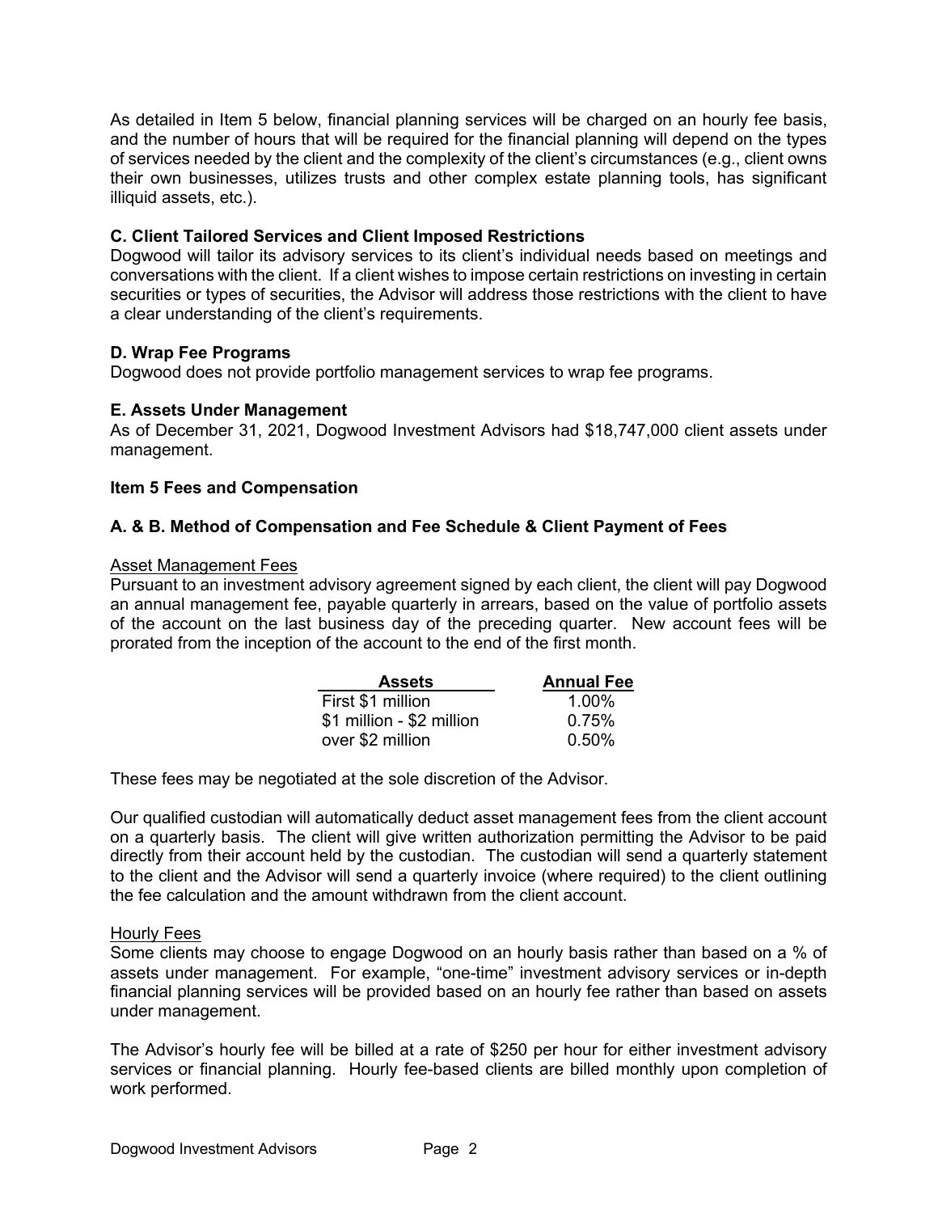As detailed in Item 5 below, financial planning services will be charged on an hourly fee basis, and the number of hours that will be required for the financial planning will depend on the types of services needed by the client and the complexity of the client's circumstances (e.g., client owns their own businesses, utilizes trusts and other complex estate planning tools, has significant illiquid assets, etc.).

### C. Client Tailored Services and Client Imposed Restrictions

Dogwood will tailor its advisory services to its client's individual needs based on meetings and conversations with the client. If a client wishes to impose certain restrictions on investing in certain securities or types of securities, the Advisor will address those restrictions with the client to have a clear understanding of the client's requirements.

### D. Wrap Fee Programs

Dogwood does not provide portfolio management services to wrap fee programs.

### E. Assets Under Management

As of December 31, 2021, Dogwood Investment Advisors had $18,747,000 client assets under management.

## Item 5 Fees and Compensation

### A. & B. Method of Compensation and Fee Schedule & Client Payment of Fees

Asset Management Fees

Pursuant to an investment advisory agreement signed by each client, the client will pay Dogwood an annual management fee, payable quarterly in arrears, based on the value of portfolio assets of the account on the last business day of the preceding quarter. New account fees will be prorated from the inception of the account to the end of the first month.

| Assets | Annual Fee |
|---|---|
| First $1 million | 1.00% |
| $1 million - $2 million | 0.75% |
| over $2 million | 0.50% |

These fees may be negotiated at the sole discretion of the Advisor.

Our qualified custodian will automatically deduct asset management fees from the client account on a quarterly basis. The client will give written authorization permitting the Advisor to be paid directly from their account held by the custodian. The custodian will send a quarterly statement to the client and the Advisor will send a quarterly invoice (where required) to the client outlining the fee calculation and the amount withdrawn from the client account.

Hourly Fees

Some clients may choose to engage Dogwood on an hourly basis rather than based on a % of assets under management. For example, "one-time" investment advisory services or in-depth financial planning services will be provided based on an hourly fee rather than based on assets under management.

The Advisor's hourly fee will be billed at a rate of $250 per hour for either investment advisory services or financial planning. Hourly fee-based clients are billed monthly upon completion of work performed.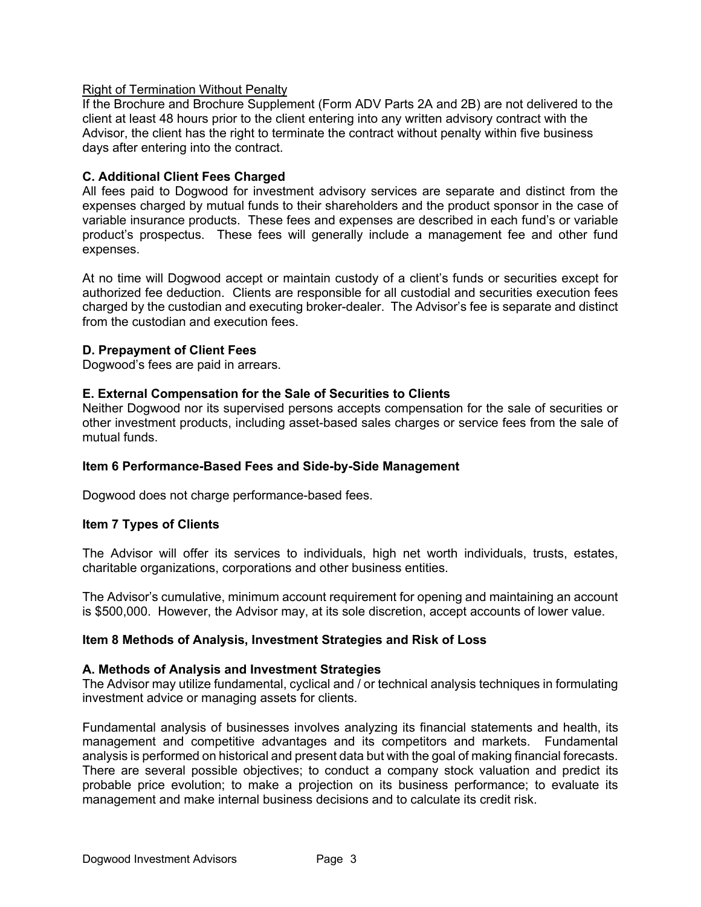<u>Right of Termination Without Penalty</u>

If the Brochure and Brochure Supplement (Form ADV Parts 2A and 2B) are not delivered to the client at least 48 hours prior to the client entering into any written advisory contract with the Advisor, the client has the right to terminate the contract without penalty within five business days after entering into the contract.

### C. Additional Client Fees Charged

All fees paid to Dogwood for investment advisory services are separate and distinct from the expenses charged by mutual funds to their shareholders and the product sponsor in the case of variable insurance products. These fees and expenses are described in each fund's or variable product's prospectus. These fees will generally include a management fee and other fund expenses.

At no time will Dogwood accept or maintain custody of a client's funds or securities except for authorized fee deduction. Clients are responsible for all custodial and securities execution fees charged by the custodian and executing broker-dealer. The Advisor's fee is separate and distinct from the custodian and execution fees.

### D. Prepayment of Client Fees

Dogwood's fees are paid in arrears.

### E. External Compensation for the Sale of Securities to Clients

Neither Dogwood nor its supervised persons accepts compensation for the sale of securities or other investment products, including asset-based sales charges or service fees from the sale of mutual funds.

## Item 6 Performance-Based Fees and Side-by-Side Management

Dogwood does not charge performance-based fees.

## Item 7 Types of Clients

The Advisor will offer its services to individuals, high net worth individuals, trusts, estates, charitable organizations, corporations and other business entities.

The Advisor's cumulative, minimum account requirement for opening and maintaining an account is $500,000. However, the Advisor may, at its sole discretion, accept accounts of lower value.

## Item 8 Methods of Analysis, Investment Strategies and Risk of Loss

### A. Methods of Analysis and Investment Strategies

The Advisor may utilize fundamental, cyclical and / or technical analysis techniques in formulating investment advice or managing assets for clients.

Fundamental analysis of businesses involves analyzing its financial statements and health, its management and competitive advantages and its competitors and markets. Fundamental analysis is performed on historical and present data but with the goal of making financial forecasts. There are several possible objectives; to conduct a company stock valuation and predict its probable price evolution; to make a projection on its business performance; to evaluate its management and make internal business decisions and to calculate its credit risk.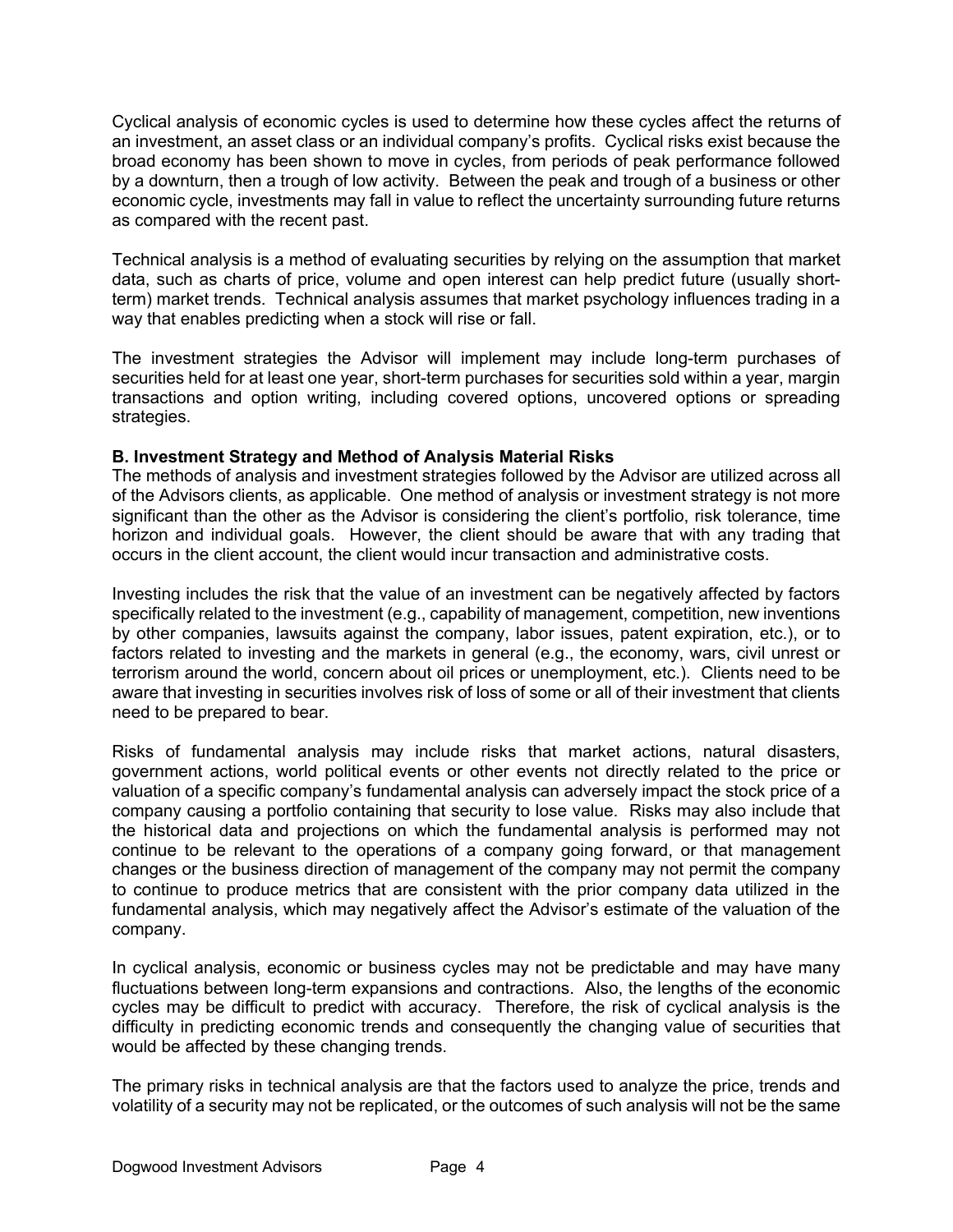Cyclical analysis of economic cycles is used to determine how these cycles affect the returns of an investment, an asset class or an individual company's profits. Cyclical risks exist because the broad economy has been shown to move in cycles, from periods of peak performance followed by a downturn, then a trough of low activity. Between the peak and trough of a business or other economic cycle, investments may fall in value to reflect the uncertainty surrounding future returns as compared with the recent past.

Technical analysis is a method of evaluating securities by relying on the assumption that market data, such as charts of price, volume and open interest can help predict future (usually short-term) market trends. Technical analysis assumes that market psychology influences trading in a way that enables predicting when a stock will rise or fall.

The investment strategies the Advisor will implement may include long-term purchases of securities held for at least one year, short-term purchases for securities sold within a year, margin transactions and option writing, including covered options, uncovered options or spreading strategies.

**B. Investment Strategy and Method of Analysis Material Risks**

The methods of analysis and investment strategies followed by the Advisor are utilized across all of the Advisors clients, as applicable. One method of analysis or investment strategy is not more significant than the other as the Advisor is considering the client's portfolio, risk tolerance, time horizon and individual goals. However, the client should be aware that with any trading that occurs in the client account, the client would incur transaction and administrative costs.

Investing includes the risk that the value of an investment can be negatively affected by factors specifically related to the investment (e.g., capability of management, competition, new inventions by other companies, lawsuits against the company, labor issues, patent expiration, etc.), or to factors related to investing and the markets in general (e.g., the economy, wars, civil unrest or terrorism around the world, concern about oil prices or unemployment, etc.). Clients need to be aware that investing in securities involves risk of loss of some or all of their investment that clients need to be prepared to bear.

Risks of fundamental analysis may include risks that market actions, natural disasters, government actions, world political events or other events not directly related to the price or valuation of a specific company's fundamental analysis can adversely impact the stock price of a company causing a portfolio containing that security to lose value. Risks may also include that the historical data and projections on which the fundamental analysis is performed may not continue to be relevant to the operations of a company going forward, or that management changes or the business direction of management of the company may not permit the company to continue to produce metrics that are consistent with the prior company data utilized in the fundamental analysis, which may negatively affect the Advisor's estimate of the valuation of the company.

In cyclical analysis, economic or business cycles may not be predictable and may have many fluctuations between long-term expansions and contractions. Also, the lengths of the economic cycles may be difficult to predict with accuracy. Therefore, the risk of cyclical analysis is the difficulty in predicting economic trends and consequently the changing value of securities that would be affected by these changing trends.

The primary risks in technical analysis are that the factors used to analyze the price, trends and volatility of a security may not be replicated, or the outcomes of such analysis will not be the same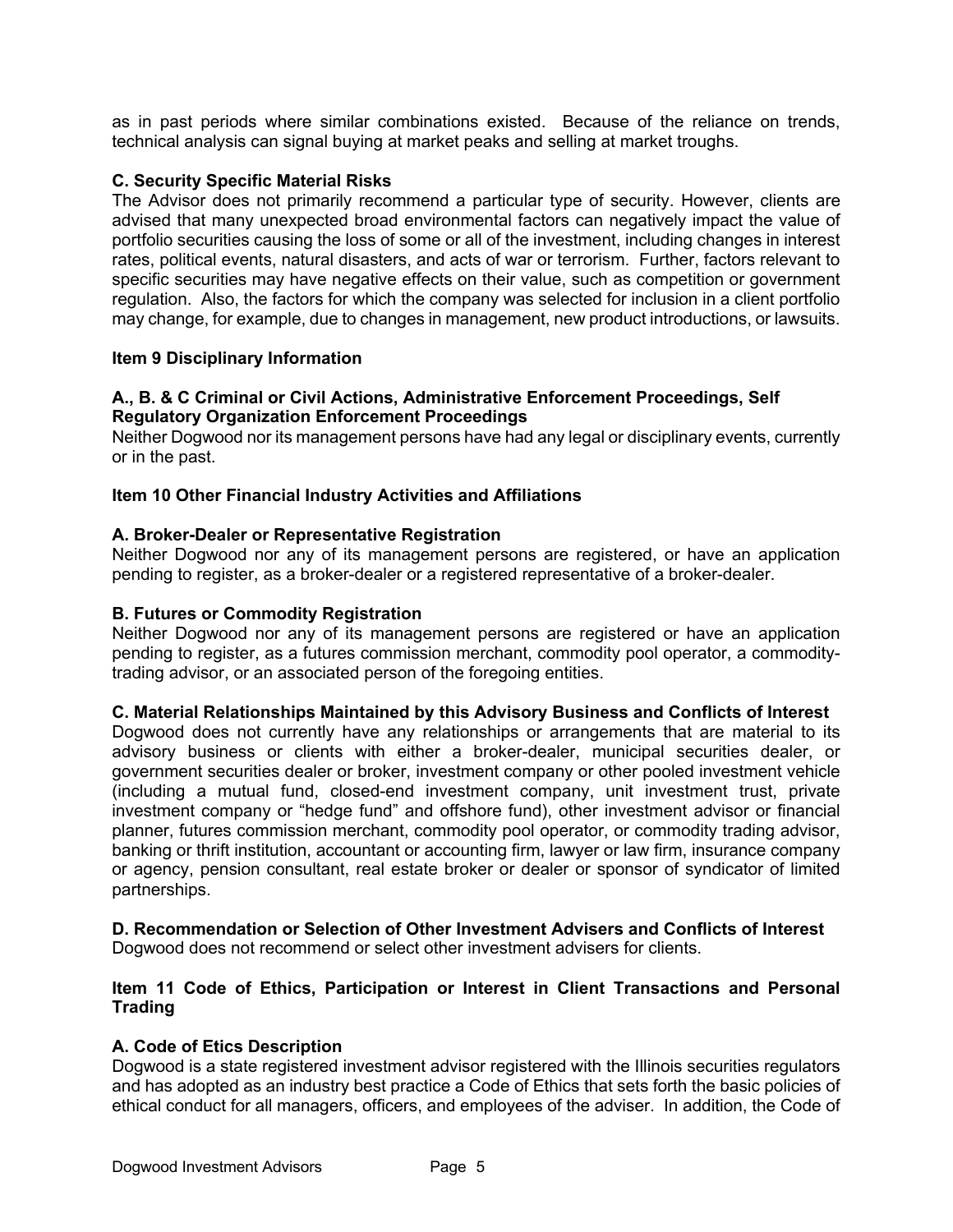as in past periods where similar combinations existed. Because of the reliance on trends, technical analysis can signal buying at market peaks and selling at market troughs.

**C. Security Specific Material Risks**

The Advisor does not primarily recommend a particular type of security. However, clients are advised that many unexpected broad environmental factors can negatively impact the value of portfolio securities causing the loss of some or all of the investment, including changes in interest rates, political events, natural disasters, and acts of war or terrorism. Further, factors relevant to specific securities may have negative effects on their value, such as competition or government regulation. Also, the factors for which the company was selected for inclusion in a client portfolio may change, for example, due to changes in management, new product introductions, or lawsuits.

## Item 9 Disciplinary Information

**A., B. & C Criminal or Civil Actions, Administrative Enforcement Proceedings, Self Regulatory Organization Enforcement Proceedings**

Neither Dogwood nor its management persons have had any legal or disciplinary events, currently or in the past.

## Item 10 Other Financial Industry Activities and Affiliations

**A. Broker-Dealer or Representative Registration**

Neither Dogwood nor any of its management persons are registered, or have an application pending to register, as a broker-dealer or a registered representative of a broker-dealer.

**B. Futures or Commodity Registration**

Neither Dogwood nor any of its management persons are registered or have an application pending to register, as a futures commission merchant, commodity pool operator, a commodity-trading advisor, or an associated person of the foregoing entities.

**C. Material Relationships Maintained by this Advisory Business and Conflicts of Interest**

Dogwood does not currently have any relationships or arrangements that are material to its advisory business or clients with either a broker-dealer, municipal securities dealer, or government securities dealer or broker, investment company or other pooled investment vehicle (including a mutual fund, closed-end investment company, unit investment trust, private investment company or "hedge fund" and offshore fund), other investment advisor or financial planner, futures commission merchant, commodity pool operator, or commodity trading advisor, banking or thrift institution, accountant or accounting firm, lawyer or law firm, insurance company or agency, pension consultant, real estate broker or dealer or sponsor of syndicator of limited partnerships.

**D. Recommendation or Selection of Other Investment Advisers and Conflicts of Interest**

Dogwood does not recommend or select other investment advisers for clients.

## Item 11 Code of Ethics, Participation or Interest in Client Transactions and Personal Trading

**A. Code of Etics Description**

Dogwood is a state registered investment advisor registered with the Illinois securities regulators and has adopted as an industry best practice a Code of Ethics that sets forth the basic policies of ethical conduct for all managers, officers, and employees of the adviser. In addition, the Code of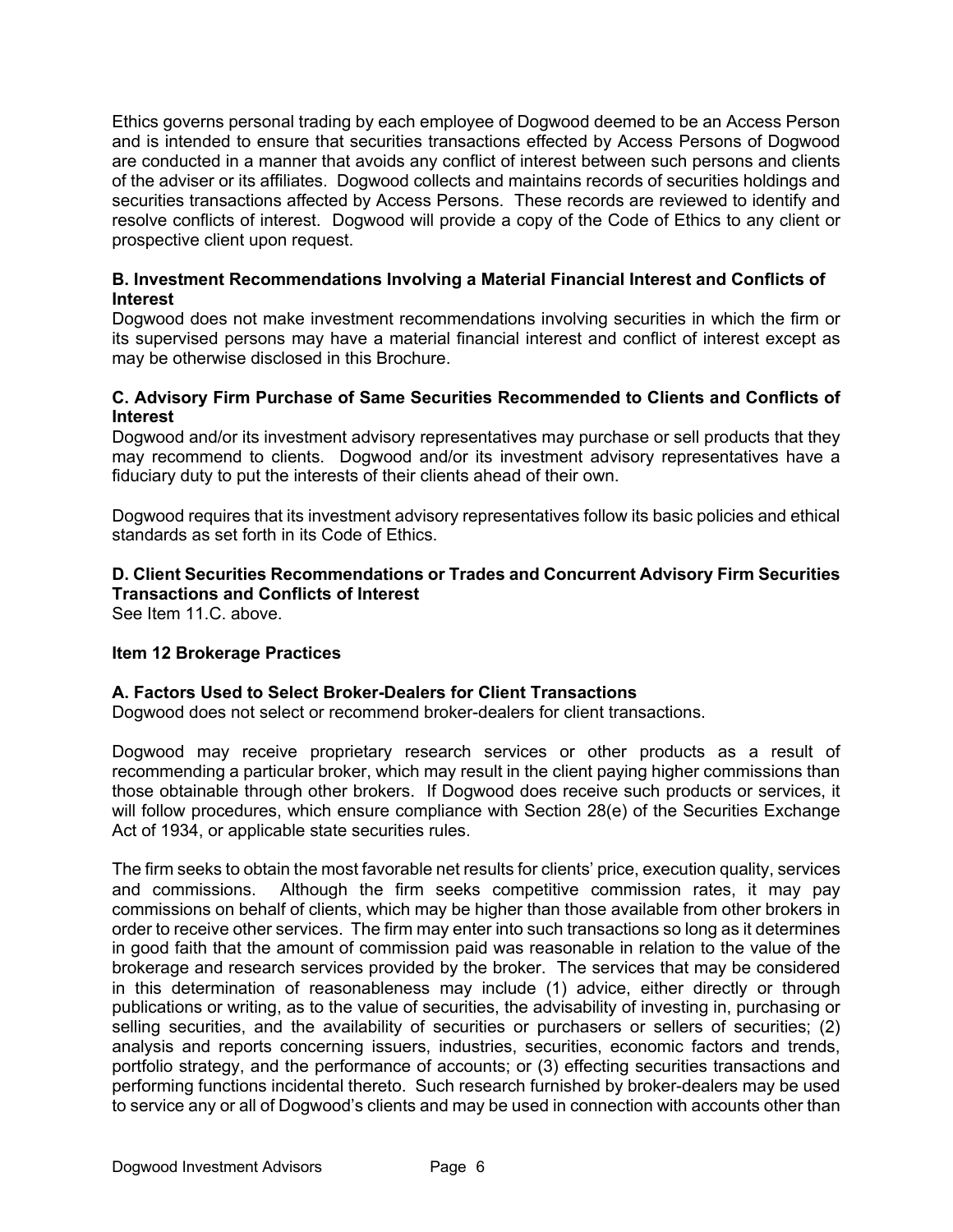Ethics governs personal trading by each employee of Dogwood deemed to be an Access Person and is intended to ensure that securities transactions effected by Access Persons of Dogwood are conducted in a manner that avoids any conflict of interest between such persons and clients of the adviser or its affiliates. Dogwood collects and maintains records of securities holdings and securities transactions affected by Access Persons. These records are reviewed to identify and resolve conflicts of interest. Dogwood will provide a copy of the Code of Ethics to any client or prospective client upon request.

**B. Investment Recommendations Involving a Material Financial Interest and Conflicts of Interest**

Dogwood does not make investment recommendations involving securities in which the firm or its supervised persons may have a material financial interest and conflict of interest except as may be otherwise disclosed in this Brochure.

**C. Advisory Firm Purchase of Same Securities Recommended to Clients and Conflicts of Interest**

Dogwood and/or its investment advisory representatives may purchase or sell products that they may recommend to clients. Dogwood and/or its investment advisory representatives have a fiduciary duty to put the interests of their clients ahead of their own.

Dogwood requires that its investment advisory representatives follow its basic policies and ethical standards as set forth in its Code of Ethics.

**D. Client Securities Recommendations or Trades and Concurrent Advisory Firm Securities Transactions and Conflicts of Interest**

See Item 11.C. above.

## Item 12 Brokerage Practices

**A. Factors Used to Select Broker-Dealers for Client Transactions**

Dogwood does not select or recommend broker-dealers for client transactions.

Dogwood may receive proprietary research services or other products as a result of recommending a particular broker, which may result in the client paying higher commissions than those obtainable through other brokers. If Dogwood does receive such products or services, it will follow procedures, which ensure compliance with Section 28(e) of the Securities Exchange Act of 1934, or applicable state securities rules.

The firm seeks to obtain the most favorable net results for clients' price, execution quality, services and commissions. Although the firm seeks competitive commission rates, it may pay commissions on behalf of clients, which may be higher than those available from other brokers in order to receive other services. The firm may enter into such transactions so long as it determines in good faith that the amount of commission paid was reasonable in relation to the value of the brokerage and research services provided by the broker. The services that may be considered in this determination of reasonableness may include (1) advice, either directly or through publications or writing, as to the value of securities, the advisability of investing in, purchasing or selling securities, and the availability of securities or purchasers or sellers of securities; (2) analysis and reports concerning issuers, industries, securities, economic factors and trends, portfolio strategy, and the performance of accounts; or (3) effecting securities transactions and performing functions incidental thereto. Such research furnished by broker-dealers may be used to service any or all of Dogwood's clients and may be used in connection with accounts other than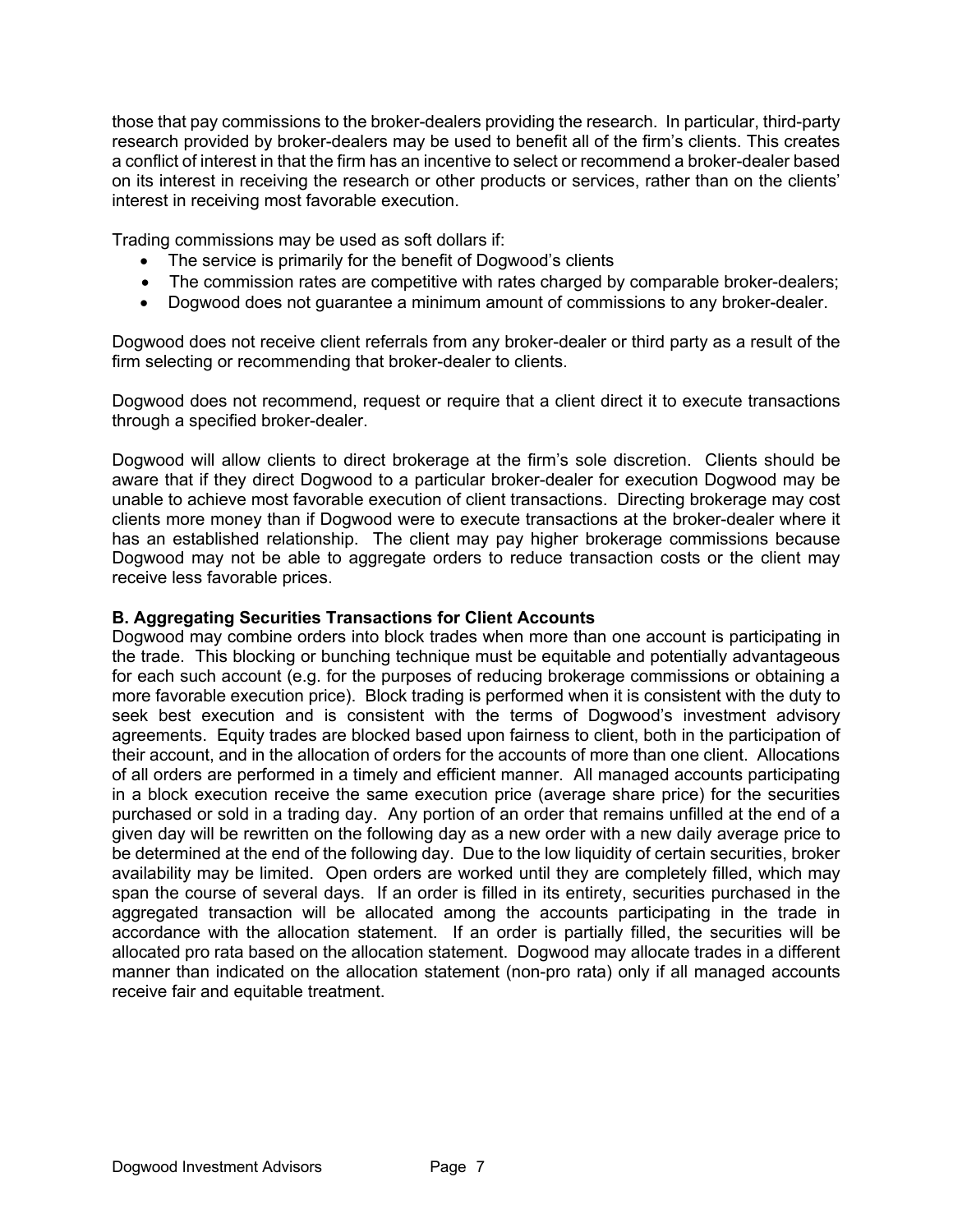those that pay commissions to the broker-dealers providing the research. In particular, third-party research provided by broker-dealers may be used to benefit all of the firm's clients. This creates a conflict of interest in that the firm has an incentive to select or recommend a broker-dealer based on its interest in receiving the research or other products or services, rather than on the clients' interest in receiving most favorable execution.

Trading commissions may be used as soft dollars if:

- The service is primarily for the benefit of Dogwood's clients
- The commission rates are competitive with rates charged by comparable broker-dealers;
- Dogwood does not guarantee a minimum amount of commissions to any broker-dealer.

Dogwood does not receive client referrals from any broker-dealer or third party as a result of the firm selecting or recommending that broker-dealer to clients.

Dogwood does not recommend, request or require that a client direct it to execute transactions through a specified broker-dealer.

Dogwood will allow clients to direct brokerage at the firm's sole discretion. Clients should be aware that if they direct Dogwood to a particular broker-dealer for execution Dogwood may be unable to achieve most favorable execution of client transactions. Directing brokerage may cost clients more money than if Dogwood were to execute transactions at the broker-dealer where it has an established relationship. The client may pay higher brokerage commissions because Dogwood may not be able to aggregate orders to reduce transaction costs or the client may receive less favorable prices.

**B. Aggregating Securities Transactions for Client Accounts**

Dogwood may combine orders into block trades when more than one account is participating in the trade. This blocking or bunching technique must be equitable and potentially advantageous for each such account (e.g. for the purposes of reducing brokerage commissions or obtaining a more favorable execution price). Block trading is performed when it is consistent with the duty to seek best execution and is consistent with the terms of Dogwood's investment advisory agreements. Equity trades are blocked based upon fairness to client, both in the participation of their account, and in the allocation of orders for the accounts of more than one client. Allocations of all orders are performed in a timely and efficient manner. All managed accounts participating in a block execution receive the same execution price (average share price) for the securities purchased or sold in a trading day. Any portion of an order that remains unfilled at the end of a given day will be rewritten on the following day as a new order with a new daily average price to be determined at the end of the following day. Due to the low liquidity of certain securities, broker availability may be limited. Open orders are worked until they are completely filled, which may span the course of several days. If an order is filled in its entirety, securities purchased in the aggregated transaction will be allocated among the accounts participating in the trade in accordance with the allocation statement. If an order is partially filled, the securities will be allocated pro rata based on the allocation statement. Dogwood may allocate trades in a different manner than indicated on the allocation statement (non-pro rata) only if all managed accounts receive fair and equitable treatment.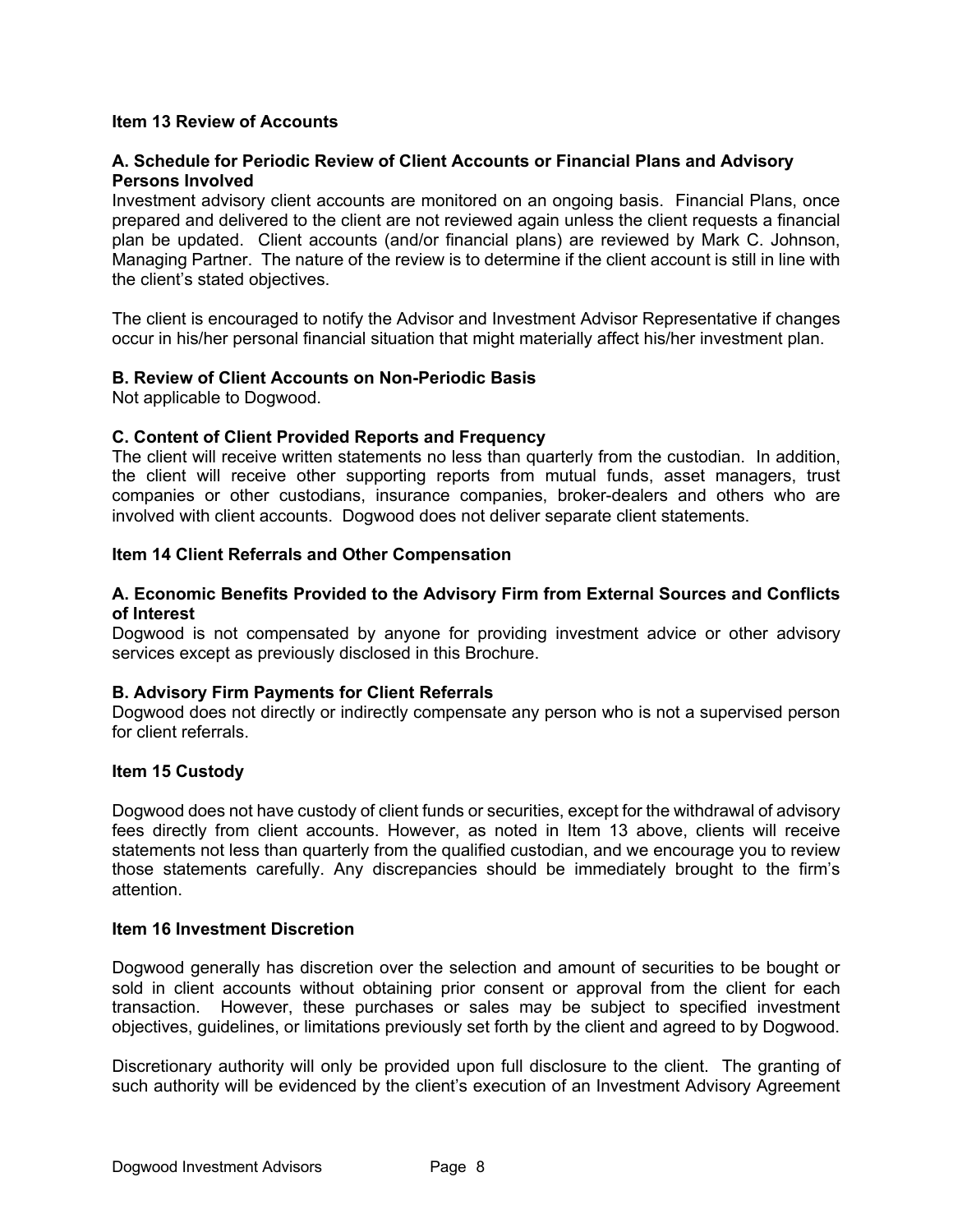## Item 13 Review of Accounts

### A. Schedule for Periodic Review of Client Accounts or Financial Plans and Advisory Persons Involved

Investment advisory client accounts are monitored on an ongoing basis. Financial Plans, once prepared and delivered to the client are not reviewed again unless the client requests a financial plan be updated. Client accounts (and/or financial plans) are reviewed by Mark C. Johnson, Managing Partner. The nature of the review is to determine if the client account is still in line with the client's stated objectives.

The client is encouraged to notify the Advisor and Investment Advisor Representative if changes occur in his/her personal financial situation that might materially affect his/her investment plan.

### B. Review of Client Accounts on Non-Periodic Basis

Not applicable to Dogwood.

### C. Content of Client Provided Reports and Frequency

The client will receive written statements no less than quarterly from the custodian. In addition, the client will receive other supporting reports from mutual funds, asset managers, trust companies or other custodians, insurance companies, broker-dealers and others who are involved with client accounts. Dogwood does not deliver separate client statements.

## Item 14 Client Referrals and Other Compensation

### A. Economic Benefits Provided to the Advisory Firm from External Sources and Conflicts of Interest

Dogwood is not compensated by anyone for providing investment advice or other advisory services except as previously disclosed in this Brochure.

### B. Advisory Firm Payments for Client Referrals

Dogwood does not directly or indirectly compensate any person who is not a supervised person for client referrals.

## Item 15 Custody

Dogwood does not have custody of client funds or securities, except for the withdrawal of advisory fees directly from client accounts. However, as noted in Item 13 above, clients will receive statements not less than quarterly from the qualified custodian, and we encourage you to review those statements carefully. Any discrepancies should be immediately brought to the firm's attention.

## Item 16 Investment Discretion

Dogwood generally has discretion over the selection and amount of securities to be bought or sold in client accounts without obtaining prior consent or approval from the client for each transaction. However, these purchases or sales may be subject to specified investment objectives, guidelines, or limitations previously set forth by the client and agreed to by Dogwood.

Discretionary authority will only be provided upon full disclosure to the client. The granting of such authority will be evidenced by the client's execution of an Investment Advisory Agreement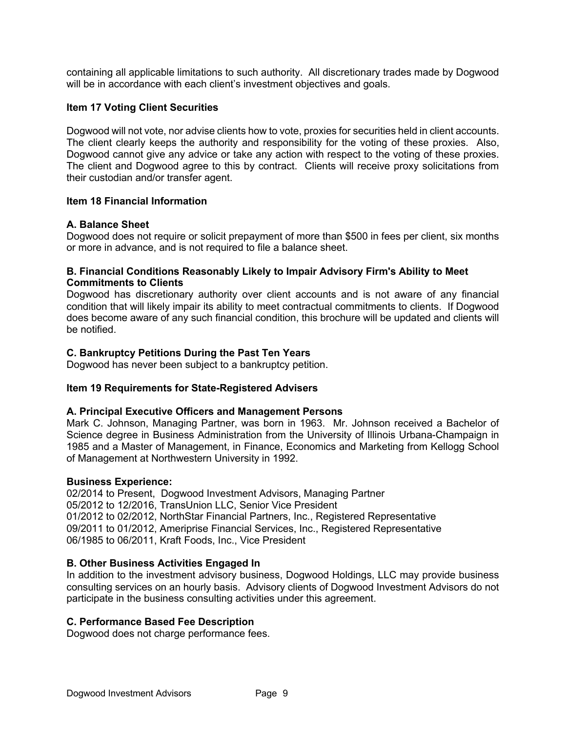containing all applicable limitations to such authority. All discretionary trades made by Dogwood will be in accordance with each client's investment objectives and goals.

## Item 17 Voting Client Securities

Dogwood will not vote, nor advise clients how to vote, proxies for securities held in client accounts. The client clearly keeps the authority and responsibility for the voting of these proxies. Also, Dogwood cannot give any advice or take any action with respect to the voting of these proxies. The client and Dogwood agree to this by contract. Clients will receive proxy solicitations from their custodian and/or transfer agent.

## Item 18 Financial Information

### A. Balance Sheet

Dogwood does not require or solicit prepayment of more than $500 in fees per client, six months or more in advance, and is not required to file a balance sheet.

### B. Financial Conditions Reasonably Likely to Impair Advisory Firm's Ability to Meet Commitments to Clients

Dogwood has discretionary authority over client accounts and is not aware of any financial condition that will likely impair its ability to meet contractual commitments to clients. If Dogwood does become aware of any such financial condition, this brochure will be updated and clients will be notified.

### C. Bankruptcy Petitions During the Past Ten Years

Dogwood has never been subject to a bankruptcy petition.

## Item 19 Requirements for State-Registered Advisers

### A. Principal Executive Officers and Management Persons

Mark C. Johnson, Managing Partner, was born in 1963. Mr. Johnson received a Bachelor of Science degree in Business Administration from the University of Illinois Urbana-Champaign in 1985 and a Master of Management, in Finance, Economics and Marketing from Kellogg School of Management at Northwestern University in 1992.

**Business Experience:**

02/2014 to Present, Dogwood Investment Advisors, Managing Partner
05/2012 to 12/2016, TransUnion LLC, Senior Vice President
01/2012 to 02/2012, NorthStar Financial Partners, Inc., Registered Representative
09/2011 to 01/2012, Ameriprise Financial Services, Inc., Registered Representative
06/1985 to 06/2011, Kraft Foods, Inc., Vice President

### B. Other Business Activities Engaged In

In addition to the investment advisory business, Dogwood Holdings, LLC may provide business consulting services on an hourly basis. Advisory clients of Dogwood Investment Advisors do not participate in the business consulting activities under this agreement.

### C. Performance Based Fee Description

Dogwood does not charge performance fees.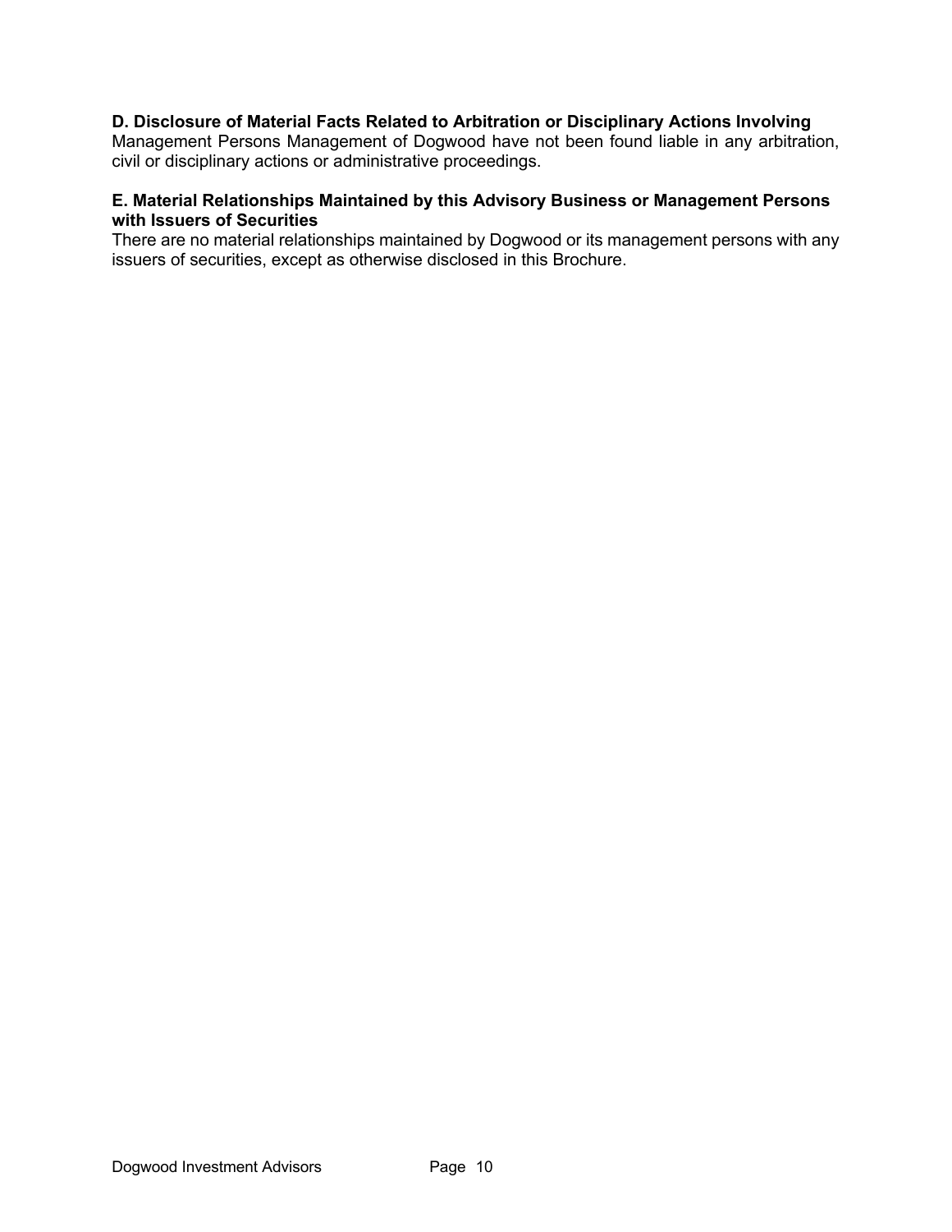**D. Disclosure of Material Facts Related to Arbitration or Disciplinary Actions Involving** Management Persons Management of Dogwood have not been found liable in any arbitration, civil or disciplinary actions or administrative proceedings.

**E. Material Relationships Maintained by this Advisory Business or Management Persons with Issuers of Securities**

There are no material relationships maintained by Dogwood or its management persons with any issuers of securities, except as otherwise disclosed in this Brochure.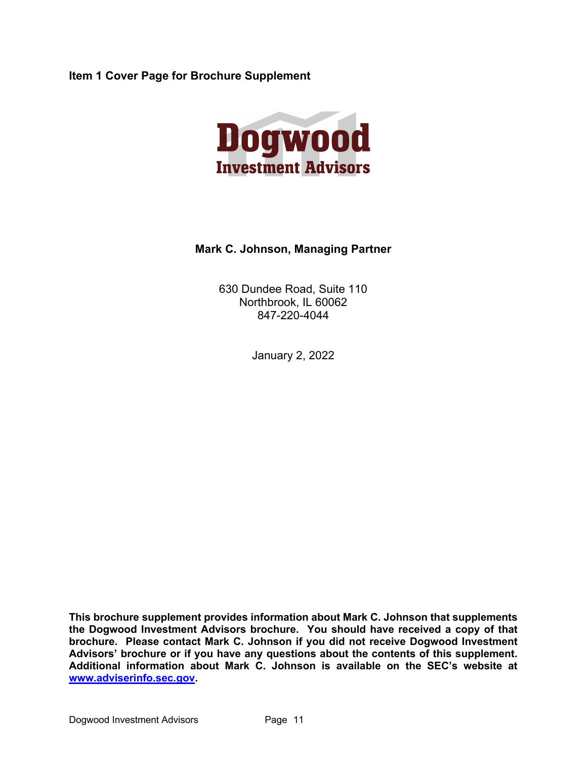## Item 1 Cover Page for Brochure Supplement

**Dogwood**
**Investment Advisors**

**Mark C. Johnson, Managing Partner**

630 Dundee Road, Suite 110
Northbrook, IL 60062
847-220-4044

January 2, 2022

**This brochure supplement provides information about Mark C. Johnson that supplements the Dogwood Investment Advisors brochure. You should have received a copy of that brochure. Please contact Mark C. Johnson if you did not receive Dogwood Investment Advisors' brochure or if you have any questions about the contents of this supplement. Additional information about Mark C. Johnson is available on the SEC's website at [www.adviserinfo.sec.gov](http://www.adviserinfo.sec.gov).**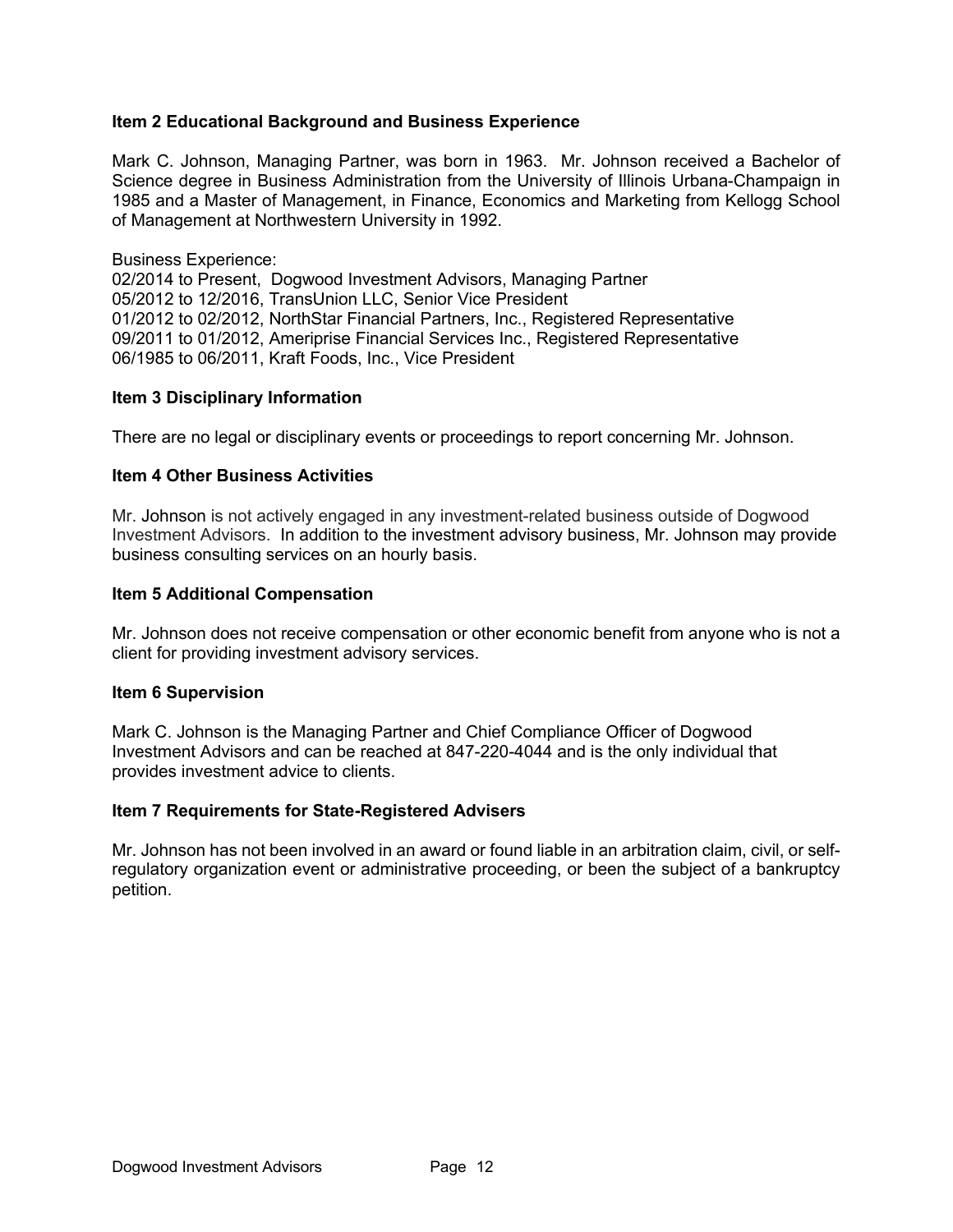### Item 2 Educational Background and Business Experience

Mark C. Johnson, Managing Partner, was born in 1963. Mr. Johnson received a Bachelor of Science degree in Business Administration from the University of Illinois Urbana-Champaign in 1985 and a Master of Management, in Finance, Economics and Marketing from Kellogg School of Management at Northwestern University in 1992.

Business Experience:
02/2014 to Present, Dogwood Investment Advisors, Managing Partner
05/2012 to 12/2016, TransUnion LLC, Senior Vice President
01/2012 to 02/2012, NorthStar Financial Partners, Inc., Registered Representative
09/2011 to 01/2012, Ameriprise Financial Services Inc., Registered Representative
06/1985 to 06/2011, Kraft Foods, Inc., Vice President

### Item 3 Disciplinary Information

There are no legal or disciplinary events or proceedings to report concerning Mr. Johnson.

### Item 4 Other Business Activities

Mr. Johnson is not actively engaged in any investment-related business outside of Dogwood Investment Advisors. In addition to the investment advisory business, Mr. Johnson may provide business consulting services on an hourly basis.

### Item 5 Additional Compensation

Mr. Johnson does not receive compensation or other economic benefit from anyone who is not a client for providing investment advisory services.

### Item 6 Supervision

Mark C. Johnson is the Managing Partner and Chief Compliance Officer of Dogwood Investment Advisors and can be reached at 847-220-4044 and is the only individual that provides investment advice to clients.

### Item 7 Requirements for State-Registered Advisers

Mr. Johnson has not been involved in an award or found liable in an arbitration claim, civil, or self-regulatory organization event or administrative proceeding, or been the subject of a bankruptcy petition.